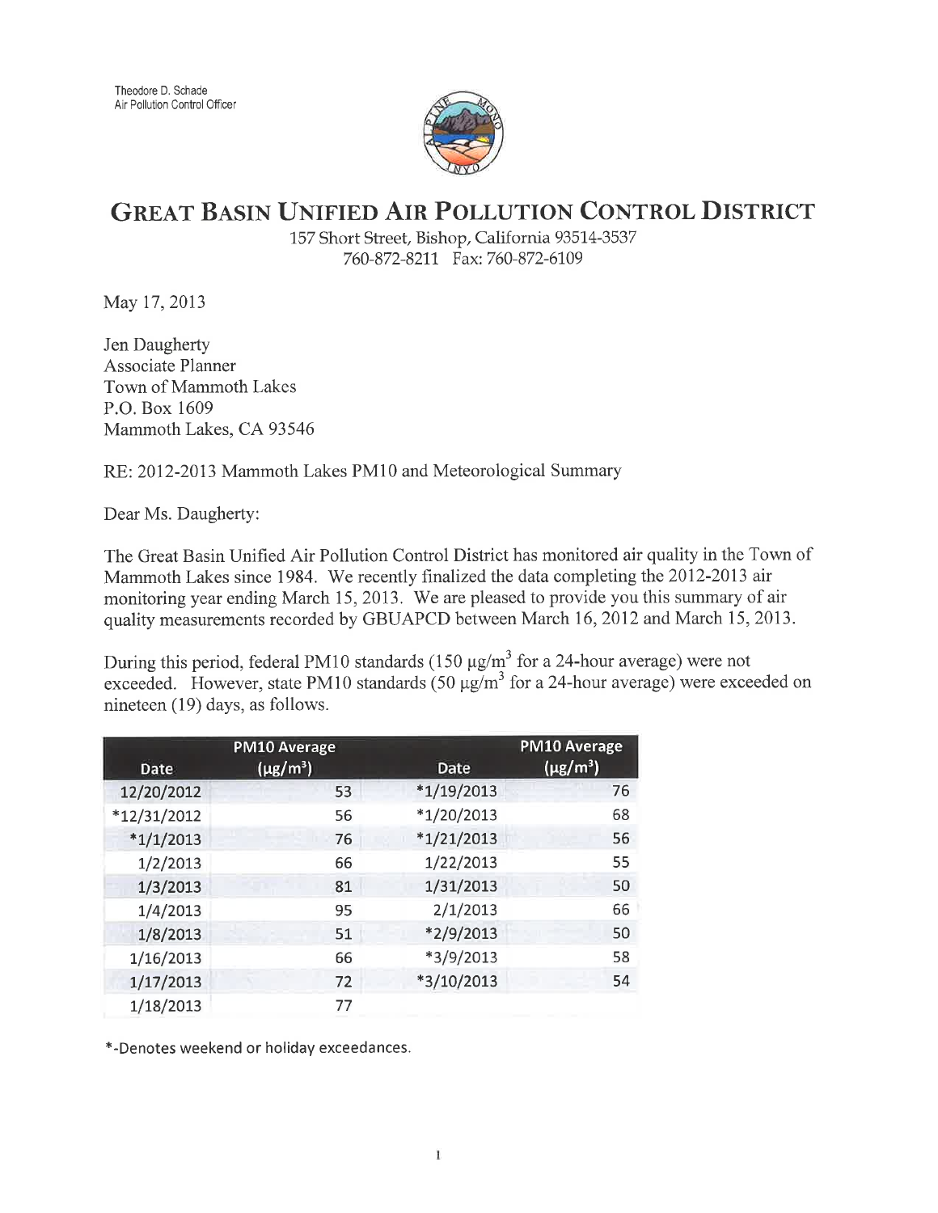Theodore D. Schade
Air Pollution Control Officer

# GREAT BASIN UNIFIED AIR POLLUTION CONTROL DISTRICT

157 Short Street, Bishop, California 93514-3537
760-872-8211 Fax: 760-872-6109

May 17, 2013

Jen Daugherty
Associate Planner
Town of Mammoth Lakes
P.O. Box 1609
Mammoth Lakes, CA 93546

RE: 2012-2013 Mammoth Lakes PM10 and Meteorological Summary

Dear Ms. Daugherty:

The Great Basin Unified Air Pollution Control District has monitored air quality in the Town of Mammoth Lakes since 1984. We recently finalized the data completing the 2012-2013 air monitoring year ending March 15, 2013. We are pleased to provide you this summary of air quality measurements recorded by GBUAPCD between March 16, 2012 and March 15, 2013.

During this period, federal PM10 standards (150 μg/m$^3$ for a 24-hour average) were not exceeded. However, state PM10 standards (50 μg/m$^3$ for a 24-hour average) were exceeded on nineteen (19) days, as follows.

| Date | PM10 Average (μg/m$^3$) | Date | PM10 Average (μg/m$^3$) |
|---|---|---|---|
| 12/20/2012 | 53 | *1/19/2013 | 76 |
| *12/31/2012 | 56 | *1/20/2013 | 68 |
| *1/1/2013 | 76 | *1/21/2013 | 56 |
| 1/2/2013 | 66 | 1/22/2013 | 55 |
| 1/3/2013 | 81 | 1/31/2013 | 50 |
| 1/4/2013 | 95 | 2/1/2013 | 66 |
| 1/8/2013 | 51 | *2/9/2013 | 50 |
| 1/16/2013 | 66 | *3/9/2013 | 58 |
| 1/17/2013 | 72 | *3/10/2013 | 54 |
| 1/18/2013 | 77 | | |

*-Denotes weekend or holiday exceedances.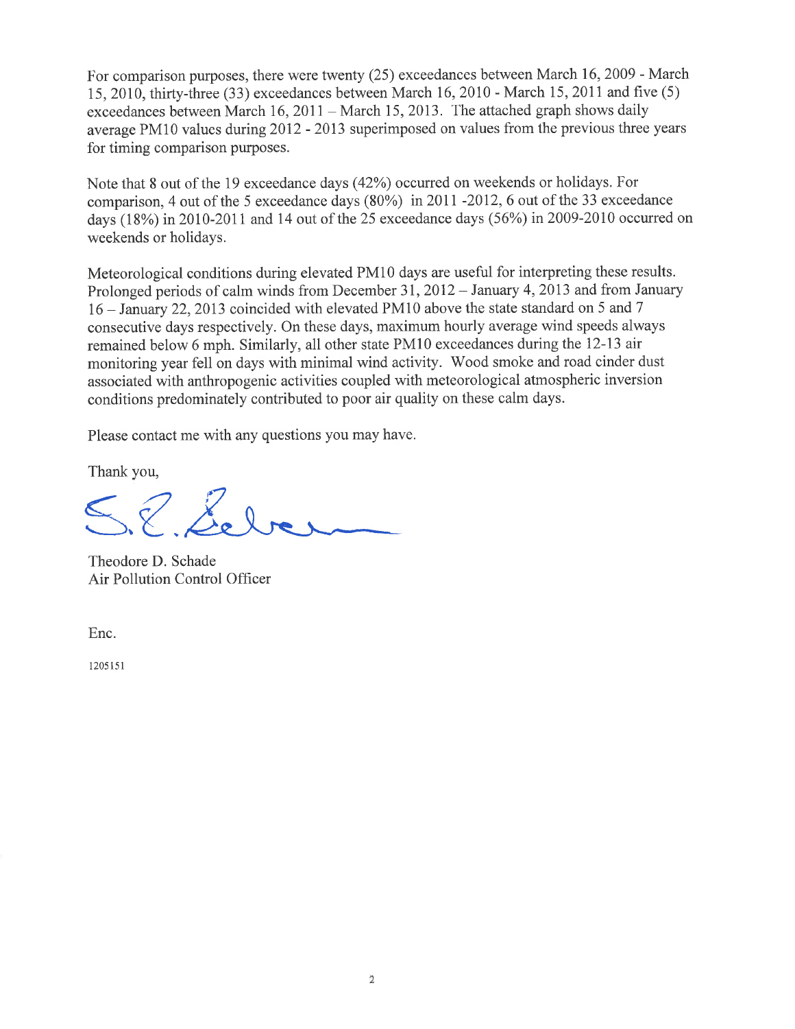For comparison purposes, there were twenty (25) exceedances between March 16, 2009 - March 15, 2010, thirty-three (33) exceedances between March 16, 2010 - March 15, 2011 and five (5) exceedances between March 16, 2011 – March 15, 2013. The attached graph shows daily average PM10 values during 2012 - 2013 superimposed on values from the previous three years for timing comparison purposes.

Note that 8 out of the 19 exceedance days (42%) occurred on weekends or holidays. For comparison, 4 out of the 5 exceedance days (80%) in 2011 -2012, 6 out of the 33 exceedance days (18%) in 2010-2011 and 14 out of the 25 exceedance days (56%) in 2009-2010 occurred on weekends or holidays.

Meteorological conditions during elevated PM10 days are useful for interpreting these results. Prolonged periods of calm winds from December 31, 2012 – January 4, 2013 and from January 16 – January 22, 2013 coincided with elevated PM10 above the state standard on 5 and 7 consecutive days respectively. On these days, maximum hourly average wind speeds always remained below 6 mph. Similarly, all other state PM10 exceedances during the 12-13 air monitoring year fell on days with minimal wind activity. Wood smoke and road cinder dust associated with anthropogenic activities coupled with meteorological atmospheric inversion conditions predominately contributed to poor air quality on these calm days.

Please contact me with any questions you may have.

Thank you,

Theodore D. Schade
Air Pollution Control Officer

Enc.

1205151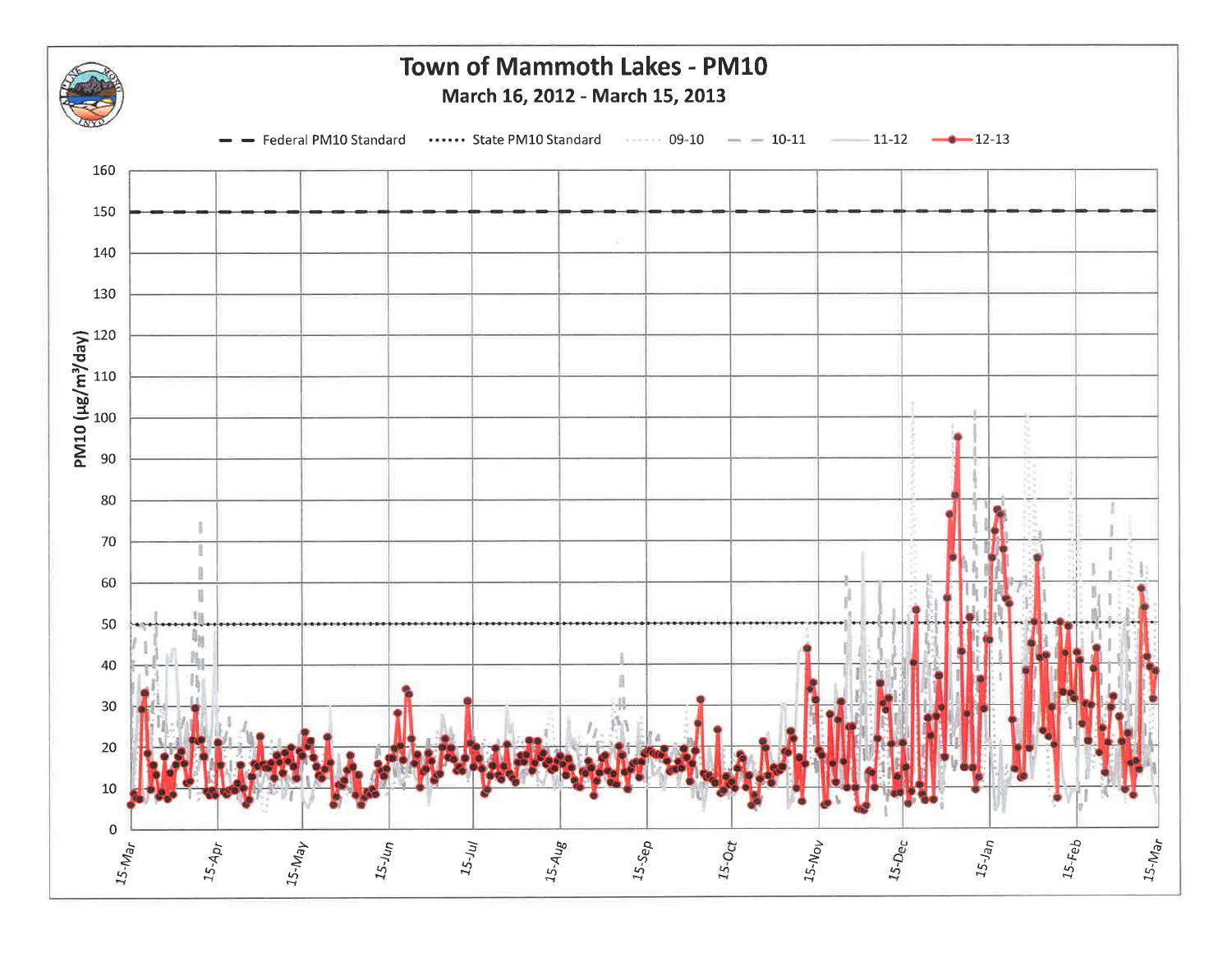# Town of Mammoth Lakes - PM10

**March 16, 2012 - March 15, 2013**

Federal PM10 Standard
State PM10 Standard
09-10
10-11
11-12
12-13

PM10 (μg/m³/day)

160
150
140
130
120
110
100
90
80
70
60
50
40
30
20
10
0

15-Mar
15-Apr
15-May
15-Jun
15-Jul
15-Aug
15-Sep
15-Oct
15-Nov
15-Dec
15-Jan
15-Feb
15-Mar